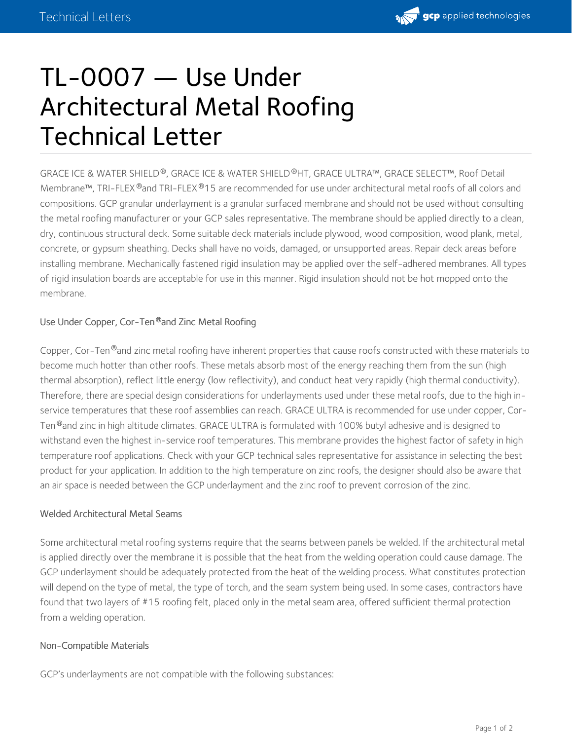# TL-0007 — Use Under Architectural Metal Roofing Technical Letter

GRACE ICE & WATER SHIELD®, GRACE ICE & WATER SHIELD®HT, GRACE ULTRA™, GRACE SELECT™, Roof Detail Membrane™, TRI-FLEX®and TRI-FLEX®15 are recommended for use under architectural metal roofs of all colors and compositions. GCP granular underlayment is a granular surfaced membrane and should not be used without consulting the metal roofing manufacturer or your GCP sales representative. The membrane should be applied directly to a clean, dry, continuous structural deck. Some suitable deck materials include plywood, wood composition, wood plank, metal, concrete, or gypsum sheathing. Decks shall have no voids, damaged, or unsupported areas. Repair deck areas before installing membrane. Mechanically fastened rigid insulation may be applied over the self-adhered membranes. All types of rigid insulation boards are acceptable for use in this manner. Rigid insulation should not be hot mopped onto the membrane.

### Use Under Copper, Cor-Ten®and Zinc Metal Roofing

Copper, Cor-Ten®and zinc metal roofing have inherent properties that cause roofs constructed with these materials to become much hotter than other roofs. These metals absorb most of the energy reaching them from the sun (high thermal absorption), reflect little energy (low reflectivity), and conduct heat very rapidly (high thermal conductivity). Therefore, there are special design considerations for underlayments used under these metal roofs, due to the high in-service temperatures that these roof assemblies can reach. GRACE ULTRA is recommended for use under copper, Cor-Ten®and zinc in high altitude climates. GRACE ULTRA is formulated with 100% butyl adhesive and is designed to withstand even the highest in-service roof temperatures. This membrane provides the highest factor of safety in high temperature roof applications. Check with your GCP technical sales representative for assistance in selecting the best product for your application. In addition to the high temperature on zinc roofs, the designer should also be aware that an air space is needed between the GCP underlayment and the zinc roof to prevent corrosion of the zinc.

### Welded Architectural Metal Seams

Some architectural metal roofing systems require that the seams between panels be welded. If the architectural metal is applied directly over the membrane it is possible that the heat from the welding operation could cause damage. The GCP underlayment should be adequately protected from the heat of the welding process. What constitutes protection will depend on the type of metal, the type of torch, and the seam system being used. In some cases, contractors have found that two layers of #15 roofing felt, placed only in the metal seam area, offered sufficient thermal protection from a welding operation.

### Non-Compatible Materials

GCP's underlayments are not compatible with the following substances: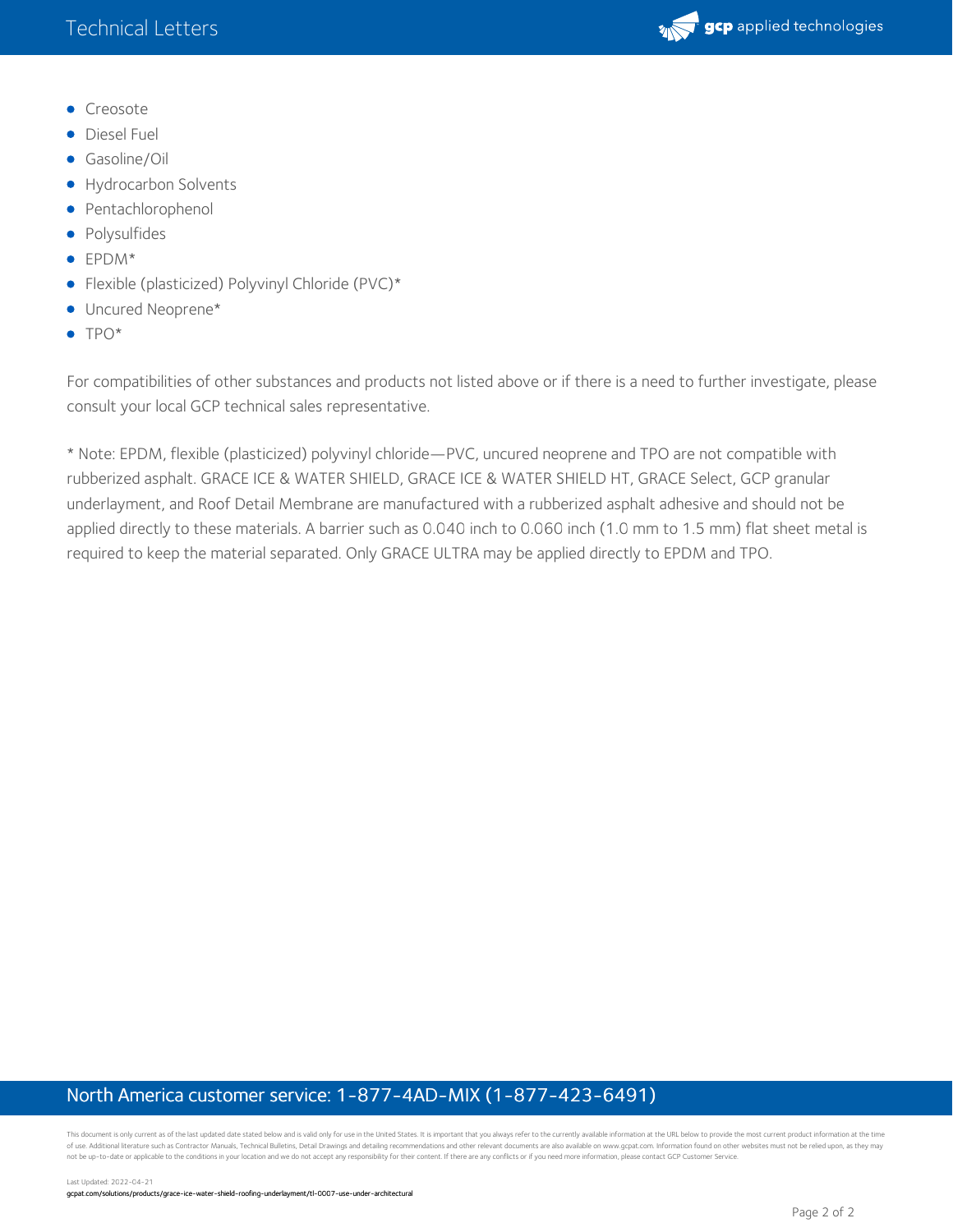- Creosote
- Diesel Fuel
- Gasoline/Oil
- Hydrocarbon Solvents
- Pentachlorophenol
- Polysulfides
- EPDM*
- Flexible (plasticized) Polyvinyl Chloride (PVC)*
- Uncured Neoprene*
- TPO*

For compatibilities of other substances and products not listed above or if there is a need to further investigate, please consult your local GCP technical sales representative.

* Note: EPDM, flexible (plasticized) polyvinyl chloride—PVC, uncured neoprene and TPO are not compatible with rubberized asphalt. GRACE ICE & WATER SHIELD, GRACE ICE & WATER SHIELD HT, GRACE Select, GCP granular underlayment, and Roof Detail Membrane are manufactured with a rubberized asphalt adhesive and should not be applied directly to these materials. A barrier such as 0.040 inch to 0.060 inch (1.0 mm to 1.5 mm) flat sheet metal is required to keep the material separated. Only GRACE ULTRA may be applied directly to EPDM and TPO.

North America customer service: 1-877-4AD-MIX (1-877-423-6491)

This document is only current as of the last updated date stated below and is valid only for use in the United States. It is important that you always refer to the currently available information at the URL below to provide the most current product information at the time of use. Additional literature such as Contractor Manuals, Technical Bulletins, Detail Drawings and detailing recommendations and other relevant documents are also available on www.gcpat.com. Information found on other websites must not be relied upon, as they may not be up-to-date or applicable to the conditions in your location and we do not accept any responsibility for their content. If there are any conflicts or if you need more information, please contact GCP Customer Service.

Last Updated: 2022-04-21
gcpat.com/solutions/products/grace-ice-water-shield-roofing-underlayment/tl-0007-use-under-architectural